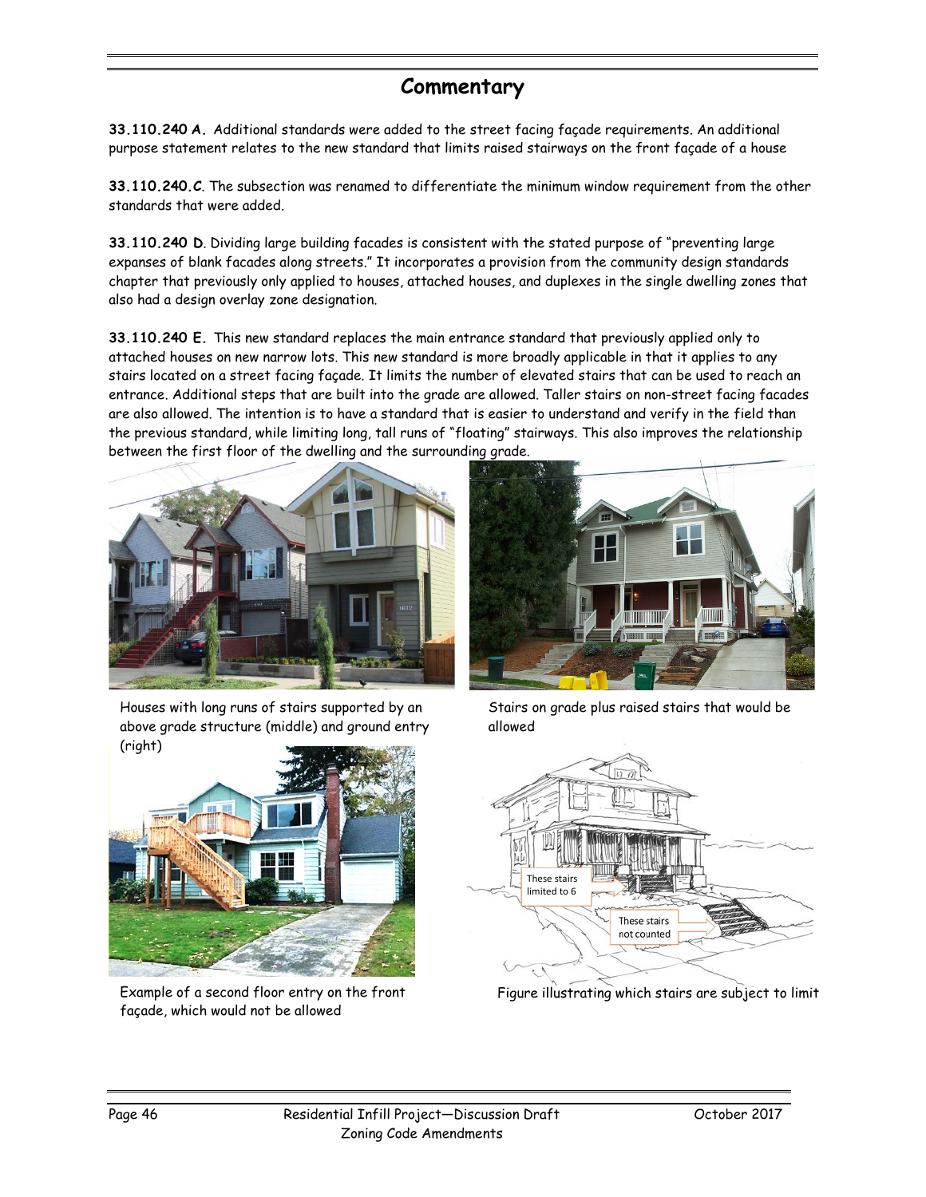# Commentary

**33.110.240 A.** Additional standards were added to the street facing façade requirements. An additional purpose statement relates to the new standard that limits raised stairways on the front façade of a house

**33.110.240.C**. The subsection was renamed to differentiate the minimum window requirement from the other standards that were added.

**33.110.240 D**. Dividing large building facades is consistent with the stated purpose of "preventing large expanses of blank facades along streets." It incorporates a provision from the community design standards chapter that previously only applied to houses, attached houses, and duplexes in the single dwelling zones that also had a design overlay zone designation.

**33.110.240 E.** This new standard replaces the main entrance standard that previously applied only to attached houses on new narrow lots. This new standard is more broadly applicable in that it applies to any stairs located on a street facing façade. It limits the number of elevated stairs that can be used to reach an entrance. Additional steps that are built into the grade are allowed. Taller stairs on non-street facing facades are also allowed. The intention is to have a standard that is easier to understand and verify in the field than the previous standard, while limiting long, tall runs of "floating" stairways. This also improves the relationship between the first floor of the dwelling and the surrounding grade.

Houses with long runs of stairs supported by an above grade structure (middle) and ground entry (right)

Stairs on grade plus raised stairs that would be allowed

Example of a second floor entry on the front façade, which would not be allowed

These stairs limited to 6

These stairs not counted

Figure illustrating which stairs are subject to limit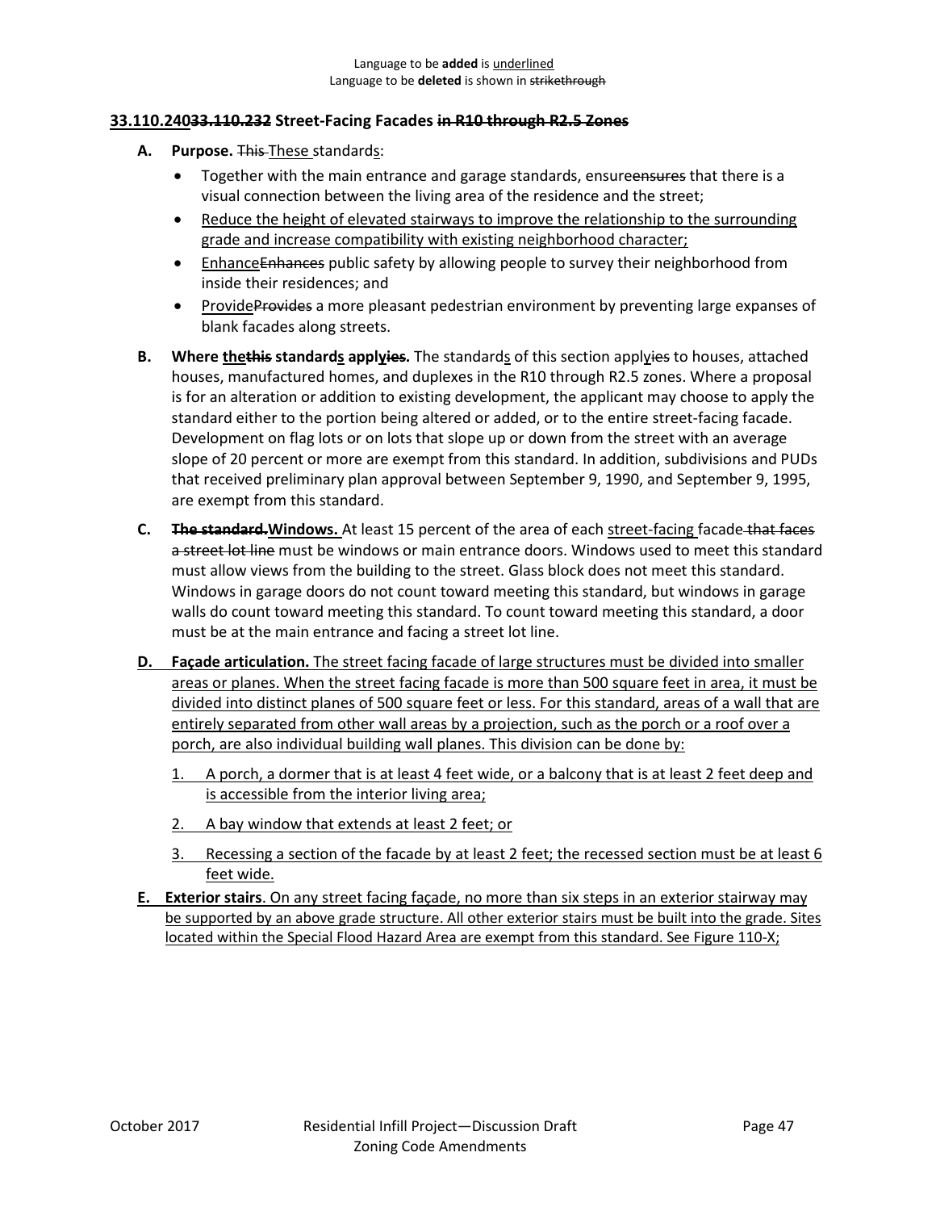Language to be **added** is <u>underlined</u>
Language to be **deleted** is shown in ~~strikethrough~~

**<u>33.110.240</u>~~33.110.232~~ Street-Facing Facades ~~in R10 through R2.5 Zones~~**

**A. Purpose.** ~~This~~ <u>These</u> standard<u>s</u>:

- Together with the main entrance and garage standards, ensure~~ensures~~ that there is a visual connection between the living area of the residence and the street;
- <u>Reduce the height of elevated stairways to improve the relationship to the surrounding grade and increase compatibility with existing neighborhood character;</u>
- <u>Enhance</u>~~Enhances~~ public safety by allowing people to survey their neighborhood from inside their residences; and
- <u>Provide</u>~~Provides~~ a more pleasant pedestrian environment by preventing large expanses of blank facades along streets.

**B. Where <u>the</u>~~this~~ standard<u>s</u> appl<u>y</u>~~ies~~.** The standard<u>s</u> of this section appl<u>y</u>~~ies~~ to houses, attached houses, manufactured homes, and duplexes in the R10 through R2.5 zones. Where a proposal is for an alteration or addition to existing development, the applicant may choose to apply the standard either to the portion being altered or added, or to the entire street-facing facade. Development on flag lots or on lots that slope up or down from the street with an average slope of 20 percent or more are exempt from this standard. In addition, subdivisions and PUDs that received preliminary plan approval between September 9, 1990, and September 9, 1995, are exempt from this standard.

**C. ~~The standard.~~<u>Windows.</u>** At least 15 percent of the area of each <u>street-facing</u> facade ~~that faces a street lot line~~ must be windows or main entrance doors. Windows used to meet this standard must allow views from the building to the street. Glass block does not meet this standard. Windows in garage doors do not count toward meeting this standard, but windows in garage walls do count toward meeting this standard. To count toward meeting this standard, a door must be at the main entrance and facing a street lot line.

<u>**D. Façade articulation.** The street facing facade of large structures must be divided into smaller areas or planes. When the street facing facade is more than 500 square feet in area, it must be divided into distinct planes of 500 square feet or less. For this standard, areas of a wall that are entirely separated from other wall areas by a projection, such as the porch or a roof over a porch, are also individual building wall planes. This division can be done by:</u>

1. <u>A porch, a dormer that is at least 4 feet wide, or a balcony that is at least 2 feet deep and is accessible from the interior living area;</u>
2. <u>A bay window that extends at least 2 feet; or</u>
3. <u>Recessing a section of the facade by at least 2 feet; the recessed section must be at least 6 feet wide.</u>

<u>**E. Exterior stairs**. On any street facing façade, no more than six steps in an exterior stairway may be supported by an above grade structure. All other exterior stairs must be built into the grade. Sites located within the Special Flood Hazard Area are exempt from this standard. See Figure 110-X;</u>